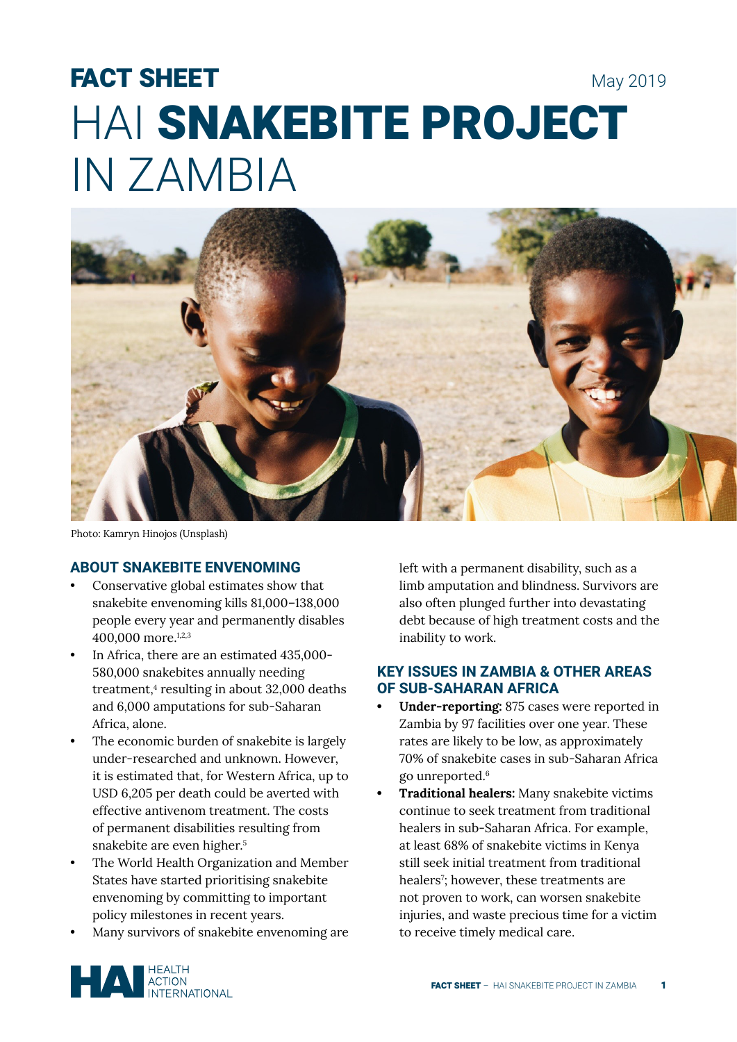# FACT SHEET

May 2019

# HAI **SNAKEBITE PROJECT** IN ZAMBIA

Photo: Kamryn Hinojos (Unsplash)

## ABOUT SNAKEBITE ENVENOMING

- Conservative global estimates show that snakebite envenoming kills 81,000–138,000 people every year and permanently disables 400,000 more.[1,2,3]
- In Africa, there are an estimated 435,000-580,000 snakebites annually needing treatment,[4] resulting in about 32,000 deaths and 6,000 amputations for sub-Saharan Africa, alone.
- The economic burden of snakebite is largely under-researched and unknown. However, it is estimated that, for Western Africa, up to USD 6,205 per death could be averted with effective antivenom treatment. The costs of permanent disabilities resulting from snakebite are even higher.[5]
- The World Health Organization and Member States have started prioritising snakebite envenoming by committing to important policy milestones in recent years.
- Many survivors of snakebite envenoming are left with a permanent disability, such as a limb amputation and blindness. Survivors are also often plunged further into devastating debt because of high treatment costs and the inability to work.

## KEY ISSUES IN ZAMBIA & OTHER AREAS OF SUB-SAHARAN AFRICA

- **Under-reporting:** 875 cases were reported in Zambia by 97 facilities over one year. These rates are likely to be low, as approximately 70% of snakebite cases in sub-Saharan Africa go unreported.[6]
- **Traditional healers:** Many snakebite victims continue to seek treatment from traditional healers in sub-Saharan Africa. For example, at least 68% of snakebite victims in Kenya still seek initial treatment from traditional healers[7]; however, these treatments are not proven to work, can worsen snakebite injuries, and waste precious time for a victim to receive timely medical care.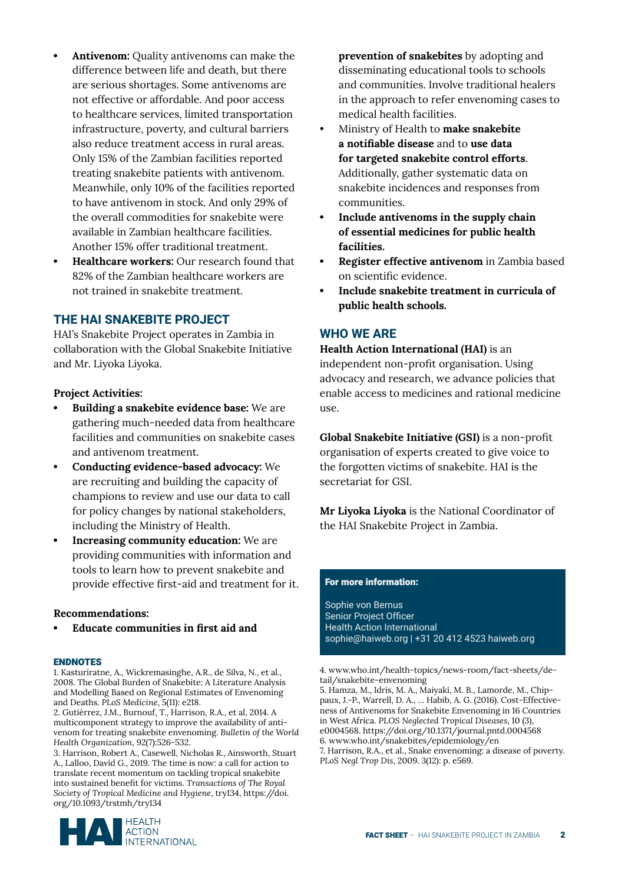- **Antivenom:** Quality antivenoms can make the difference between life and death, but there are serious shortages. Some antivenoms are not effective or affordable. And poor access to healthcare services, limited transportation infrastructure, poverty, and cultural barriers also reduce treatment access in rural areas. Only 15% of the Zambian facilities reported treating snakebite patients with antivenom. Meanwhile, only 10% of the facilities reported to have antivenom in stock. And only 29% of the overall commodities for snakebite were available in Zambian healthcare facilities. Another 15% offer traditional treatment.
- **Healthcare workers:** Our research found that 82% of the Zambian healthcare workers are not trained in snakebite treatment.

## THE HAI SNAKEBITE PROJECT

HAI's Snakebite Project operates in Zambia in collaboration with the Global Snakebite Initiative and Mr. Liyoka Liyoka.

**Project Activities:**

- **Building a snakebite evidence base:** We are gathering much-needed data from healthcare facilities and communities on snakebite cases and antivenom treatment.
- **Conducting evidence-based advocacy:** We are recruiting and building the capacity of champions to review and use our data to call for policy changes by national stakeholders, including the Ministry of Health.
- **Increasing community education:** We are providing communities with information and tools to learn how to prevent snakebite and provide effective first-aid and treatment for it.

**Recommendations:**

- **Educate communities in first aid and prevention of snakebites** by adopting and disseminating educational tools to schools and communities. Involve traditional healers in the approach to refer envenoming cases to medical health facilities.
- Ministry of Health to **make snakebite a notifiable disease** and to **use data for targeted snakebite control efforts**. Additionally, gather systematic data on snakebite incidences and responses from communities.
- **Include antivenoms in the supply chain of essential medicines for public health facilities.**
- **Register effective antivenom** in Zambia based on scientific evidence.
- **Include snakebite treatment in curricula of public health schools.**

## WHO WE ARE

**Health Action International (HAI)** is an independent non-profit organisation. Using advocacy and research, we advance policies that enable access to medicines and rational medicine use.

**Global Snakebite Initiative (GSI)** is a non-profit organisation of experts created to give voice to the forgotten victims of snakebite. HAI is the secretariat for GSI.

**Mr Liyoka Liyoka** is the National Coordinator of the HAI Snakebite Project in Zambia.

**For more information:**

Sophie von Bernus
Senior Project Officer
Health Action International
sophie@haiweb.org | +31 20 412 4523 haiweb.org

### ENDNOTES

1. Kasturiratne, A., Wickremasinghe, A.R., de Silva, N., et al., 2008. The Global Burden of Snakebite: A Literature Analysis and Modelling Based on Regional Estimates of Envenoming and Deaths. *PLoS Medicine*, 5(11): e218.
2. Gutiérrez, J.M., Burnouf, T., Harrison, R.A., et al, 2014. A multicomponent strategy to improve the availability of antivenom for treating snakebite envenoming. *Bulletin of the World Health Organization*, 92(7):526-532.
3. Harrison, Robert A., Casewell, Nicholas R., Ainsworth, Stuart A., Lalloo, David G., 2019. The time is now: a call for action to translate recent momentum on tackling tropical snakebite into sustained benefit for victims. *Transactions of The Royal Society of Tropical Medicine and Hygiene*, try134, https://doi.org/10.1093/trstmh/try134
4. www.who.int/health-topics/news-room/fact-sheets/detail/snakebite-envenoming
5. Hamza, M., Idris, M. A., Maiyaki, M. B., Lamorde, M., Chippaux, J.-P., Warrell, D. A., … Habib, A. G. (2016). Cost-Effectiveness of Antivenoms for Snakebite Envenoming in 16 Countries in West Africa. *PLOS Neglected Tropical Diseases*, 10 (3), e0004568. https://doi.org/10.1371/journal.pntd.0004568
6. www.who.int/snakebites/epidemiology/en
7. Harrison, R.A., et al., Snake envenoming: a disease of poverty. *PLoS Negl Trop Dis*, 2009. 3(12): p. e569.